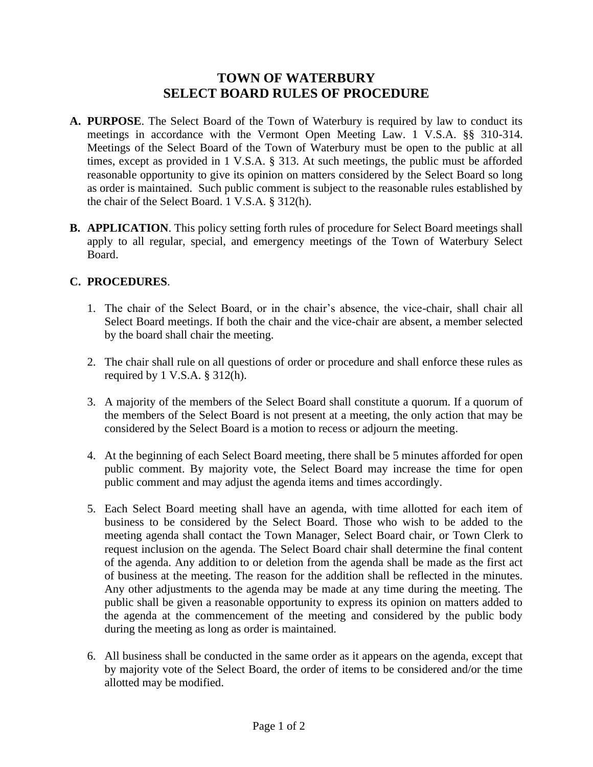# TOWN OF WATERBURY
# SELECT BOARD RULES OF PROCEDURE

**A. PURPOSE**. The Select Board of the Town of Waterbury is required by law to conduct its meetings in accordance with the Vermont Open Meeting Law. 1 V.S.A. §§ 310-314. Meetings of the Select Board of the Town of Waterbury must be open to the public at all times, except as provided in 1 V.S.A. § 313. At such meetings, the public must be afforded reasonable opportunity to give its opinion on matters considered by the Select Board so long as order is maintained. Such public comment is subject to the reasonable rules established by the chair of the Select Board. 1 V.S.A. § 312(h).

**B. APPLICATION**. This policy setting forth rules of procedure for Select Board meetings shall apply to all regular, special, and emergency meetings of the Town of Waterbury Select Board.

**C. PROCEDURES**.

1. The chair of the Select Board, or in the chair's absence, the vice-chair, shall chair all Select Board meetings. If both the chair and the vice-chair are absent, a member selected by the board shall chair the meeting.

2. The chair shall rule on all questions of order or procedure and shall enforce these rules as required by 1 V.S.A. § 312(h).

3. A majority of the members of the Select Board shall constitute a quorum. If a quorum of the members of the Select Board is not present at a meeting, the only action that may be considered by the Select Board is a motion to recess or adjourn the meeting.

4. At the beginning of each Select Board meeting, there shall be 5 minutes afforded for open public comment. By majority vote, the Select Board may increase the time for open public comment and may adjust the agenda items and times accordingly.

5. Each Select Board meeting shall have an agenda, with time allotted for each item of business to be considered by the Select Board. Those who wish to be added to the meeting agenda shall contact the Town Manager, Select Board chair, or Town Clerk to request inclusion on the agenda. The Select Board chair shall determine the final content of the agenda. Any addition to or deletion from the agenda shall be made as the first act of business at the meeting. The reason for the addition shall be reflected in the minutes. Any other adjustments to the agenda may be made at any time during the meeting. The public shall be given a reasonable opportunity to express its opinion on matters added to the agenda at the commencement of the meeting and considered by the public body during the meeting as long as order is maintained.

6. All business shall be conducted in the same order as it appears on the agenda, except that by majority vote of the Select Board, the order of items to be considered and/or the time allotted may be modified.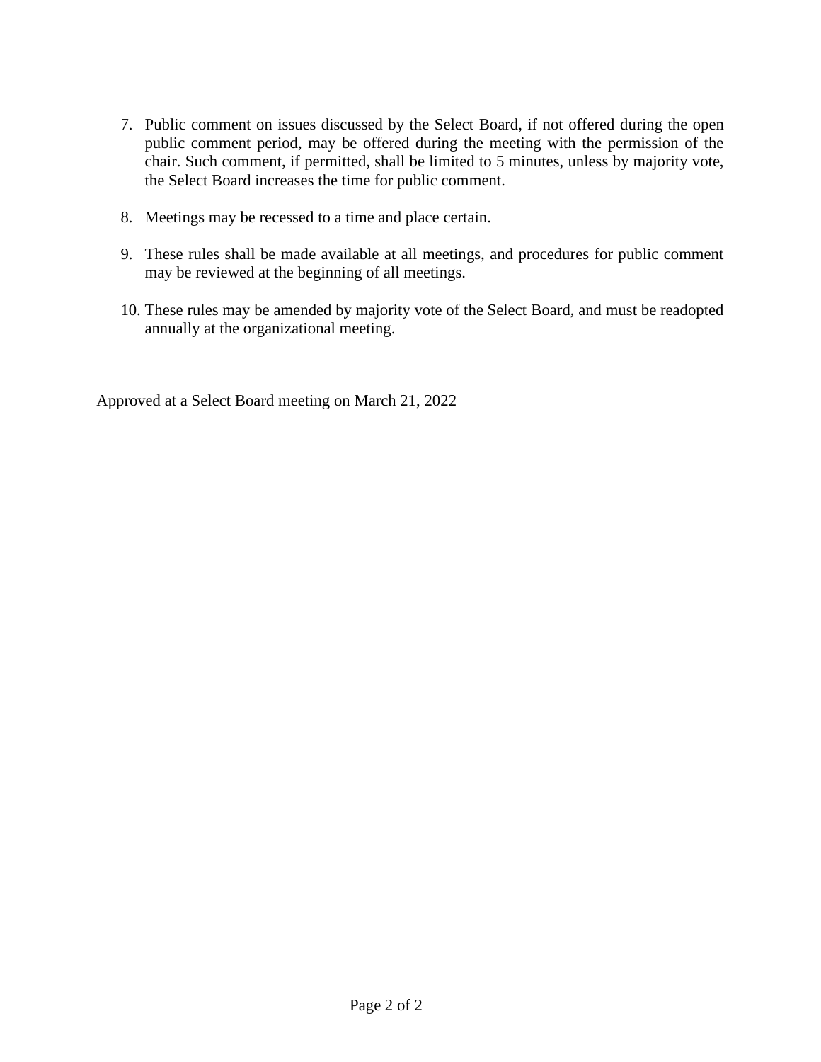7. Public comment on issues discussed by the Select Board, if not offered during the open public comment period, may be offered during the meeting with the permission of the chair. Such comment, if permitted, shall be limited to 5 minutes, unless by majority vote, the Select Board increases the time for public comment.

8. Meetings may be recessed to a time and place certain.

9. These rules shall be made available at all meetings, and procedures for public comment may be reviewed at the beginning of all meetings.

10. These rules may be amended by majority vote of the Select Board, and must be readopted annually at the organizational meeting.

Approved at a Select Board meeting on March 21, 2022